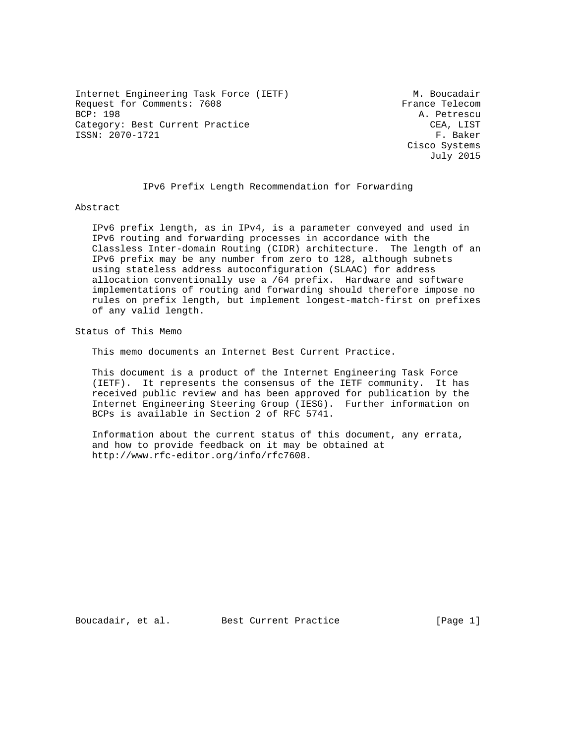Internet Engineering Task Force (IETF) M. Boucadair
Request for Comments: 7608 France Telecom
BCP: 198 A. Petrescu
Category: Best Current Practice CEA, LIST
ISSN: 2070-1721 F. Baker
Cisco Systems
July 2015

# IPv6 Prefix Length Recommendation for Forwarding

## Abstract

IPv6 prefix length, as in IPv4, is a parameter conveyed and used in IPv6 routing and forwarding processes in accordance with the Classless Inter-domain Routing (CIDR) architecture. The length of an IPv6 prefix may be any number from zero to 128, although subnets using stateless address autoconfiguration (SLAAC) for address allocation conventionally use a /64 prefix. Hardware and software implementations of routing and forwarding should therefore impose no rules on prefix length, but implement longest-match-first on prefixes of any valid length.

## Status of This Memo

This memo documents an Internet Best Current Practice.

This document is a product of the Internet Engineering Task Force (IETF). It represents the consensus of the IETF community. It has received public review and has been approved for publication by the Internet Engineering Steering Group (IESG). Further information on BCPs is available in Section 2 of RFC 5741.

Information about the current status of this document, any errata, and how to provide feedback on it may be obtained at http://www.rfc-editor.org/info/rfc7608.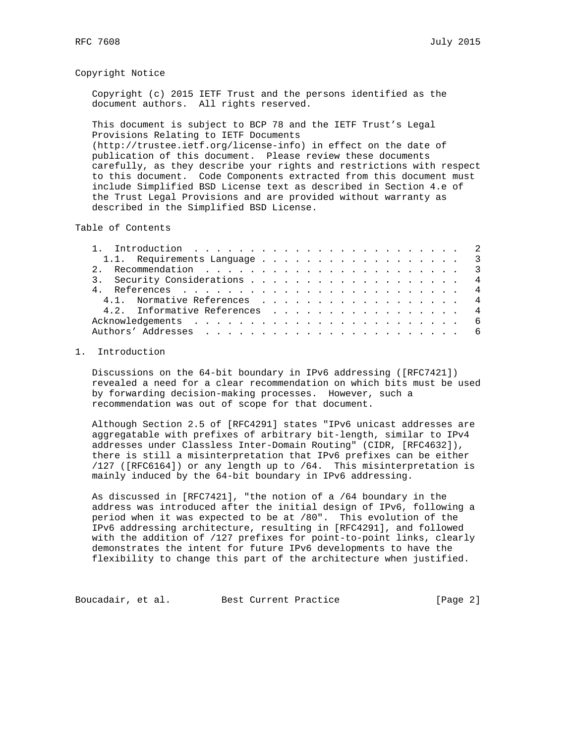## Copyright Notice

Copyright (c) 2015 IETF Trust and the persons identified as the document authors. All rights reserved.

This document is subject to BCP 78 and the IETF Trust's Legal Provisions Relating to IETF Documents (http://trustee.ietf.org/license-info) in effect on the date of publication of this document. Please review these documents carefully, as they describe your rights and restrictions with respect to this document. Code Components extracted from this document must include Simplified BSD License text as described in Section 4.e of the Trust Legal Provisions and are provided without warranty as described in the Simplified BSD License.

## Table of Contents

```
   1.  Introduction  . . . . . . . . . . . . . . . . . . . . . . . .   2
     1.1.  Requirements Language . . . . . . . . . . . . . . . . . .   3
   2.  Recommendation  . . . . . . . . . . . . . . . . . . . . . . .   3
   3.  Security Considerations . . . . . . . . . . . . . . . . . . .   4
   4.  References  . . . . . . . . . . . . . . . . . . . . . . . . .   4
     4.1.  Normative References  . . . . . . . . . . . . . . . . . .   4
     4.2.  Informative References  . . . . . . . . . . . . . . . . .   4
   Acknowledgements  . . . . . . . . . . . . . . . . . . . . . . . .   6
   Authors' Addresses  . . . . . . . . . . . . . . . . . . . . . . .   6
```

## 1. Introduction

Discussions on the 64-bit boundary in IPv6 addressing ([RFC7421]) revealed a need for a clear recommendation on which bits must be used by forwarding decision-making processes. However, such a recommendation was out of scope for that document.

Although Section 2.5 of [RFC4291] states "IPv6 unicast addresses are aggregatable with prefixes of arbitrary bit-length, similar to IPv4 addresses under Classless Inter-Domain Routing" (CIDR, [RFC4632]), there is still a misinterpretation that IPv6 prefixes can be either /127 ([RFC6164]) or any length up to /64. This misinterpretation is mainly induced by the 64-bit boundary in IPv6 addressing.

As discussed in [RFC7421], "the notion of a /64 boundary in the address was introduced after the initial design of IPv6, following a period when it was expected to be at /80". This evolution of the IPv6 addressing architecture, resulting in [RFC4291], and followed with the addition of /127 prefixes for point-to-point links, clearly demonstrates the intent for future IPv6 developments to have the flexibility to change this part of the architecture when justified.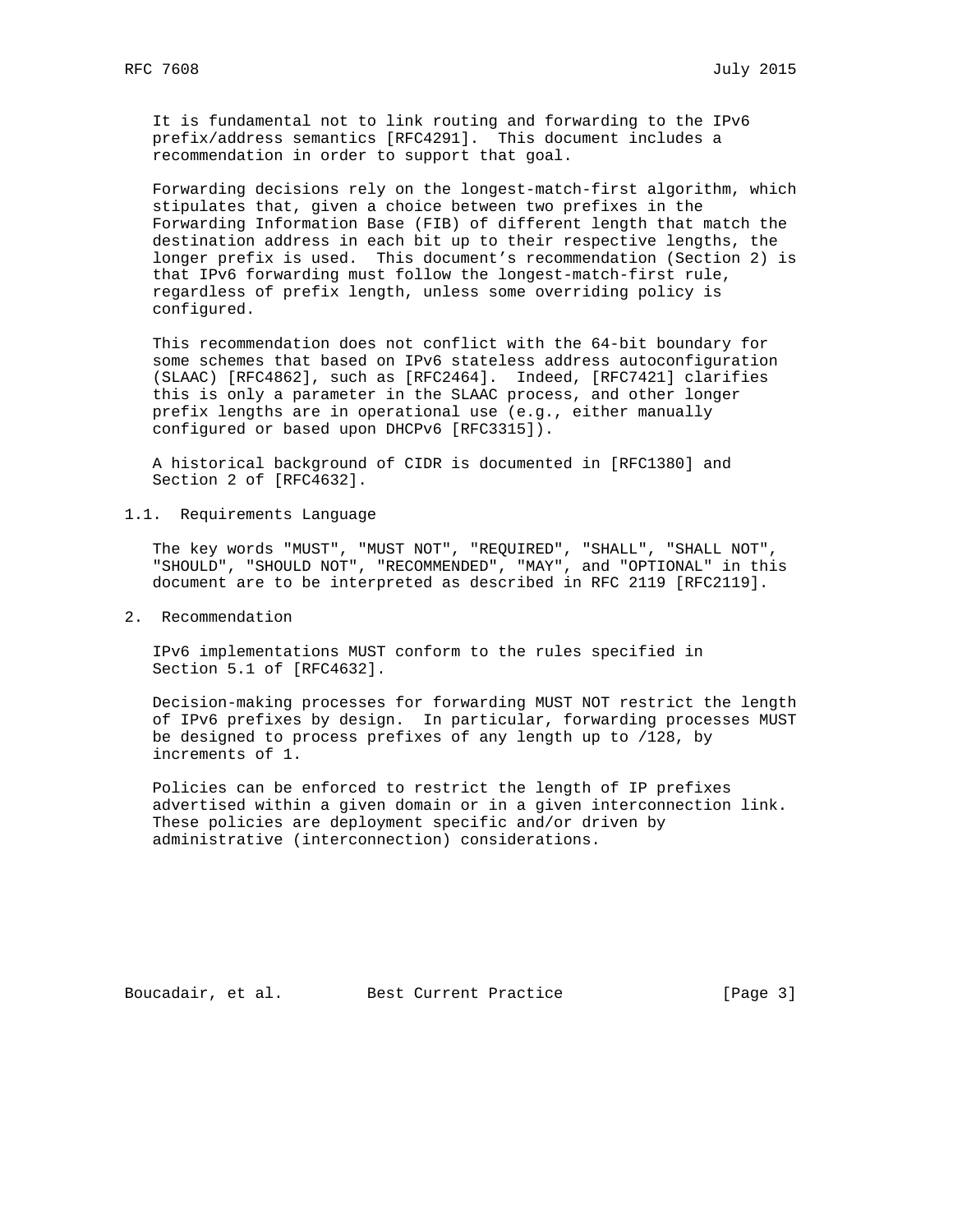It is fundamental not to link routing and forwarding to the IPv6 prefix/address semantics [RFC4291]. This document includes a recommendation in order to support that goal.

Forwarding decisions rely on the longest-match-first algorithm, which stipulates that, given a choice between two prefixes in the Forwarding Information Base (FIB) of different length that match the destination address in each bit up to their respective lengths, the longer prefix is used. This document's recommendation (Section 2) is that IPv6 forwarding must follow the longest-match-first rule, regardless of prefix length, unless some overriding policy is configured.

This recommendation does not conflict with the 64-bit boundary for some schemes that based on IPv6 stateless address autoconfiguration (SLAAC) [RFC4862], such as [RFC2464]. Indeed, [RFC7421] clarifies this is only a parameter in the SLAAC process, and other longer prefix lengths are in operational use (e.g., either manually configured or based upon DHCPv6 [RFC3315]).

A historical background of CIDR is documented in [RFC1380] and Section 2 of [RFC4632].

### 1.1. Requirements Language

The key words "MUST", "MUST NOT", "REQUIRED", "SHALL", "SHALL NOT", "SHOULD", "SHOULD NOT", "RECOMMENDED", "MAY", and "OPTIONAL" in this document are to be interpreted as described in RFC 2119 [RFC2119].

## 2. Recommendation

IPv6 implementations MUST conform to the rules specified in Section 5.1 of [RFC4632].

Decision-making processes for forwarding MUST NOT restrict the length of IPv6 prefixes by design. In particular, forwarding processes MUST be designed to process prefixes of any length up to /128, by increments of 1.

Policies can be enforced to restrict the length of IP prefixes advertised within a given domain or in a given interconnection link. These policies are deployment specific and/or driven by administrative (interconnection) considerations.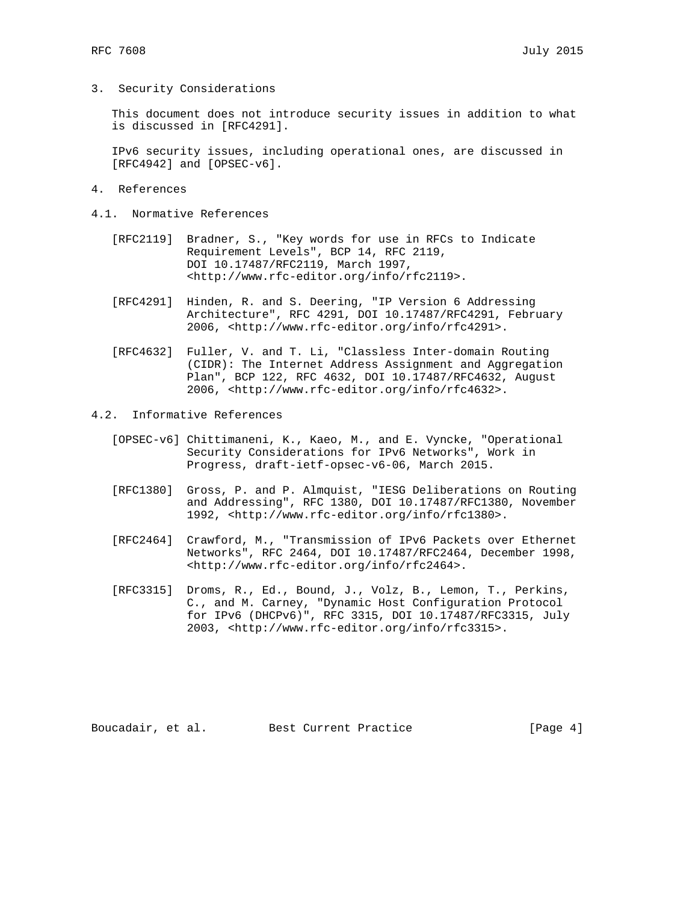## 3. Security Considerations

This document does not introduce security issues in addition to what is discussed in [RFC4291].

IPv6 security issues, including operational ones, are discussed in [RFC4942] and [OPSEC-v6].

## 4. References

### 4.1. Normative References

[RFC2119] Bradner, S., "Key words for use in RFCs to Indicate Requirement Levels", BCP 14, RFC 2119, DOI 10.17487/RFC2119, March 1997, <http://www.rfc-editor.org/info/rfc2119>.

[RFC4291] Hinden, R. and S. Deering, "IP Version 6 Addressing Architecture", RFC 4291, DOI 10.17487/RFC4291, February 2006, <http://www.rfc-editor.org/info/rfc4291>.

[RFC4632] Fuller, V. and T. Li, "Classless Inter-domain Routing (CIDR): The Internet Address Assignment and Aggregation Plan", BCP 122, RFC 4632, DOI 10.17487/RFC4632, August 2006, <http://www.rfc-editor.org/info/rfc4632>.

### 4.2. Informative References

[OPSEC-v6] Chittimaneni, K., Kaeo, M., and E. Vyncke, "Operational Security Considerations for IPv6 Networks", Work in Progress, draft-ietf-opsec-v6-06, March 2015.

[RFC1380] Gross, P. and P. Almquist, "IESG Deliberations on Routing and Addressing", RFC 1380, DOI 10.17487/RFC1380, November 1992, <http://www.rfc-editor.org/info/rfc1380>.

[RFC2464] Crawford, M., "Transmission of IPv6 Packets over Ethernet Networks", RFC 2464, DOI 10.17487/RFC2464, December 1998, <http://www.rfc-editor.org/info/rfc2464>.

[RFC3315] Droms, R., Ed., Bound, J., Volz, B., Lemon, T., Perkins, C., and M. Carney, "Dynamic Host Configuration Protocol for IPv6 (DHCPv6)", RFC 3315, DOI 10.17487/RFC3315, July 2003, <http://www.rfc-editor.org/info/rfc3315>.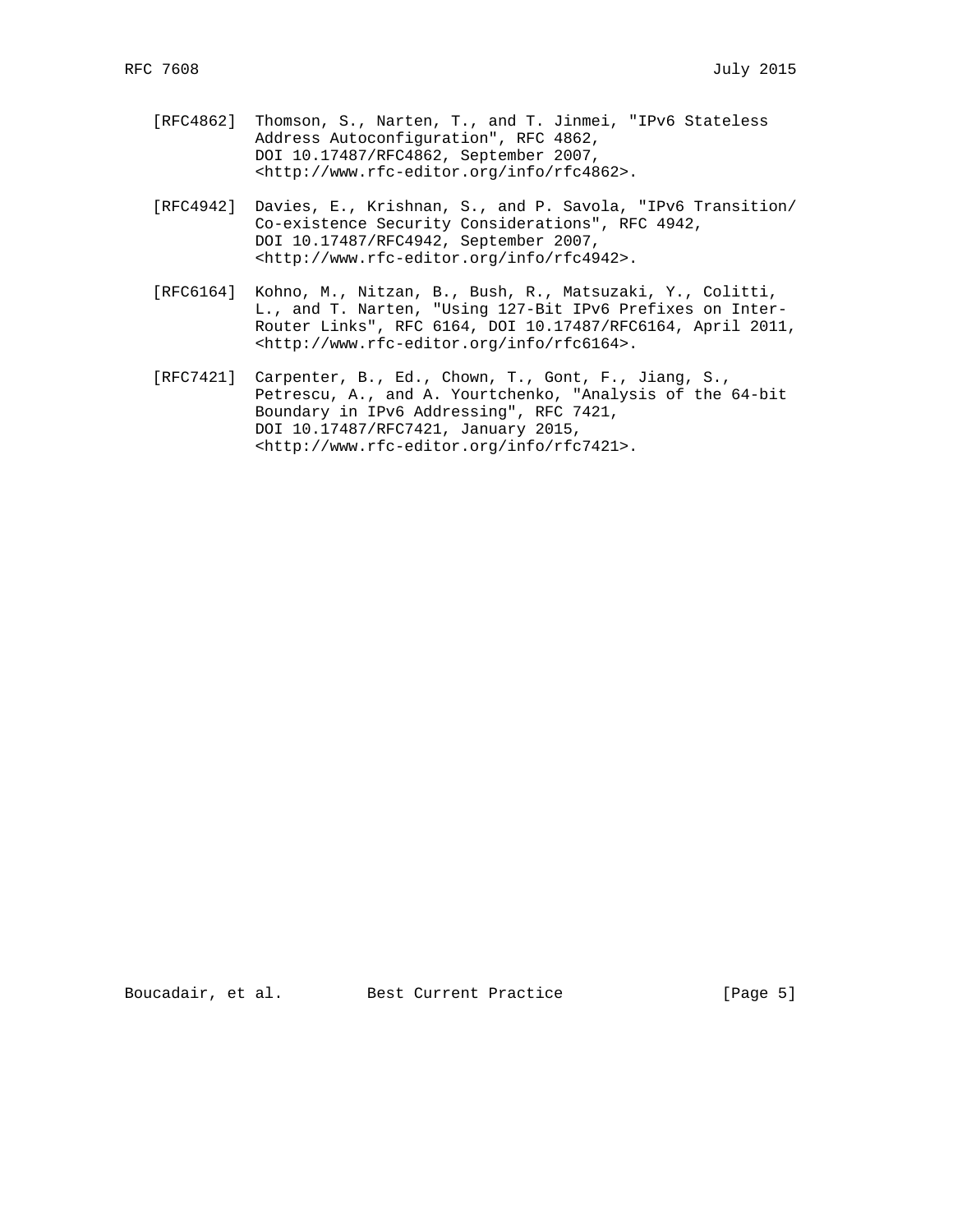[RFC4862] Thomson, S., Narten, T., and T. Jinmei, "IPv6 Stateless Address Autoconfiguration", RFC 4862, DOI 10.17487/RFC4862, September 2007, <http://www.rfc-editor.org/info/rfc4862>.

[RFC4942] Davies, E., Krishnan, S., and P. Savola, "IPv6 Transition/Co-existence Security Considerations", RFC 4942, DOI 10.17487/RFC4942, September 2007, <http://www.rfc-editor.org/info/rfc4942>.

[RFC6164] Kohno, M., Nitzan, B., Bush, R., Matsuzaki, Y., Colitti, L., and T. Narten, "Using 127-Bit IPv6 Prefixes on Inter-Router Links", RFC 6164, DOI 10.17487/RFC6164, April 2011, <http://www.rfc-editor.org/info/rfc6164>.

[RFC7421] Carpenter, B., Ed., Chown, T., Gont, F., Jiang, S., Petrescu, A., and A. Yourtchenko, "Analysis of the 64-bit Boundary in IPv6 Addressing", RFC 7421, DOI 10.17487/RFC7421, January 2015, <http://www.rfc-editor.org/info/rfc7421>.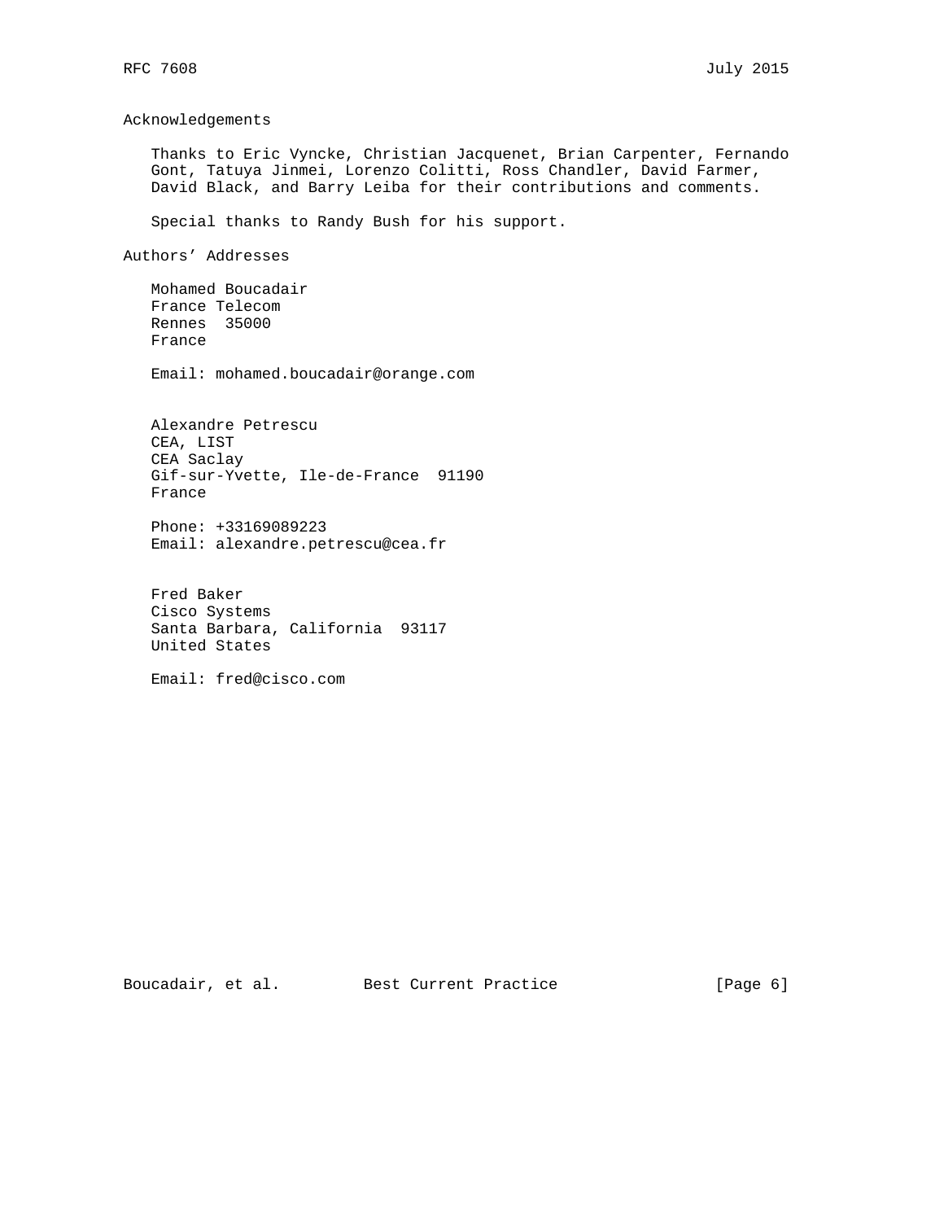## Acknowledgements

Thanks to Eric Vyncke, Christian Jacquenet, Brian Carpenter, Fernando Gont, Tatuya Jinmei, Lorenzo Colitti, Ross Chandler, David Farmer, David Black, and Barry Leiba for their contributions and comments.

Special thanks to Randy Bush for his support.

## Authors' Addresses

Mohamed Boucadair
France Telecom
Rennes  35000
France

Email: mohamed.boucadair@orange.com

Alexandre Petrescu
CEA, LIST
CEA Saclay
Gif-sur-Yvette, Ile-de-France  91190
France

Phone: +33169089223
Email: alexandre.petrescu@cea.fr

Fred Baker
Cisco Systems
Santa Barbara, California  93117
United States

Email: fred@cisco.com